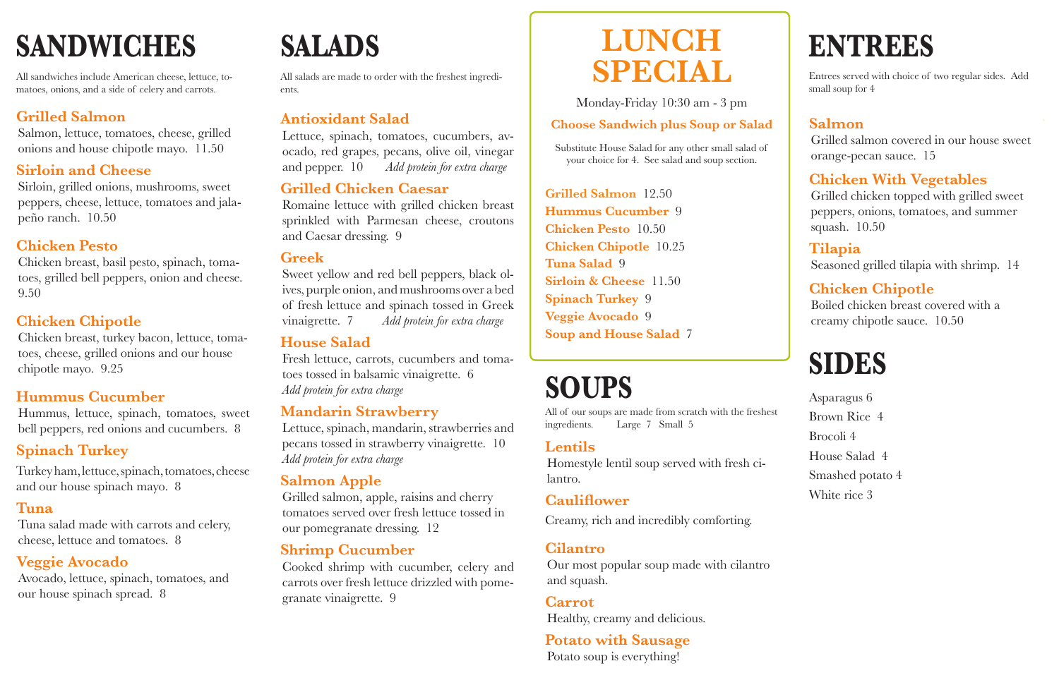# SANDWICHES

All sandwiches include American cheese, lettuce, tomatoes, onions, and a side of celery and carrots.

### Grilled Salmon

Salmon, lettuce, tomatoes, cheese, grilled onions and house chipotle mayo. 11.50

### Sirloin and Cheese

Sirloin, grilled onions, mushrooms, sweet peppers, cheese, lettuce, tomatoes and jalapeño ranch. 10.50

### Chicken Pesto

Chicken breast, basil pesto, spinach, tomatoes, grilled bell peppers, onion and cheese. 9.50

### Chicken Chipotle

Chicken breast, turkey bacon, lettuce, tomatoes, cheese, grilled onions and our house chipotle mayo. 9.25

### Hummus Cucumber

Hummus, lettuce, spinach, tomatoes, sweet bell peppers, red onions and cucumbers. 8

### Spinach Turkey

Turkey ham, lettuce, spinach, tomatoes, cheese and our house spinach mayo. 8

### Tuna

Tuna salad made with carrots and celery, cheese, lettuce and tomatoes. 8

### Veggie Avocado

Avocado, lettuce, spinach, tomatoes, and our house spinach spread. 8

# SALADS

All salads are made to order with the freshest ingredients.

### Antioxidant Salad

Lettuce, spinach, tomatoes, cucumbers, avocado, red grapes, pecans, olive oil, vinegar and pepper. 10 *Add protein for extra charge*

### Grilled Chicken Caesar

Romaine lettuce with grilled chicken breast sprinkled with Parmesan cheese, croutons and Caesar dressing. 9

### Greek

Sweet yellow and red bell peppers, black olives, purple onion, and mushrooms over a bed of fresh lettuce and spinach tossed in Greek vinaigrette. 7 *Add protein for extra charge*

### House Salad

Fresh lettuce, carrots, cucumbers and tomatoes tossed in balsamic vinaigrette. 6
*Add protein for extra charge*

### Mandarin Strawberry

Lettuce, spinach, mandarin, strawberries and pecans tossed in strawberry vinaigrette. 10
*Add protein for extra charge*

### Salmon Apple

Grilled salmon, apple, raisins and cherry tomatoes served over fresh lettuce tossed in our pomegranate dressing. 12

### Shrimp Cucumber

Cooked shrimp with cucumber, celery and carrots over fresh lettuce drizzled with pomegranate vinaigrette. 9

# LUNCH SPECIAL

Monday-Friday 10:30 am - 3 pm

**Choose Sandwich plus Soup or Salad**

Substitute House Salad for any other small salad of your choice for 4. See salad and soup section.

- **Grilled Salmon** 12.50
- **Hummus Cucumber** 9
- **Chicken Pesto** 10.50
- **Chicken Chipotle** 10.25
- **Tuna Salad** 9
- **Sirloin & Cheese** 11.50
- **Spinach Turkey** 9
- **Veggie Avocado** 9
- **Soup and House Salad** 7

# SOUPS

All of our soups are made from scratch with the freshest ingredients. Large 7 Small 5

### Lentils

Homestyle lentil soup served with fresh cilantro.

### Cauliflower

Creamy, rich and incredibly comforting.

### Cilantro

Our most popular soup made with cilantro and squash.

### Carrot

Healthy, creamy and delicious.

### Potato with Sausage

Potato soup is everything!

# ENTREES

Entrees served with choice of two regular sides. Add small soup for 4

### Salmon

Grilled salmon covered in our house sweet orange-pecan sauce. 15

### Chicken With Vegetables

Grilled chicken topped with grilled sweet peppers, onions, tomatoes, and summer squash. 10.50

### Tilapia

Seasoned grilled tilapia with shrimp. 14

### Chicken Chipotle

Boiled chicken breast covered with a creamy chipotle sauce. 10.50

# SIDES

- Asparagus 6
- Brown Rice 4
- Brocoli 4
- House Salad 4
- Smashed potato 4
- White rice 3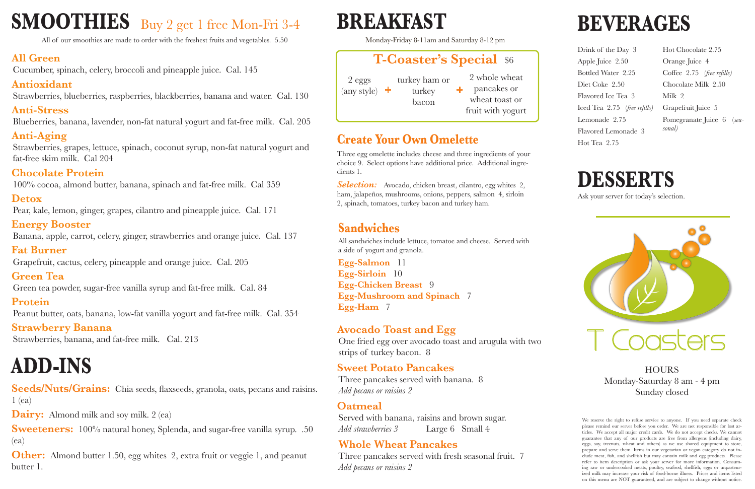# SMOOTHIES

Buy 2 get 1 free Mon-Fri 3-4

All of our smoothies are made to order with the freshest fruits and vegetables. 5.50

### All Green
Cucumber, spinach, celery, broccoli and pineapple juice. Cal. 145

### Antioxidant
Strawberries, blueberries, raspberries, blackberries, banana and water. Cal. 130

### Anti-Stress
Blueberries, banana, lavender, non-fat natural yogurt and fat-free milk. Cal. 205

### Anti-Aging
Strawberries, grapes, lettuce, spinach, coconut syrup, non-fat natural yogurt and fat-free skim milk. Cal 204

### Chocolate Protein
100% cocoa, almond butter, banana, spinach and fat-free milk. Cal 359

### Detox
Pear, kale, lemon, ginger, grapes, cilantro and pineapple juice. Cal. 171

### Energy Booster
Banana, apple, carrot, celery, ginger, strawberries and orange juice. Cal. 137

### Fat Burner
Grapefruit, cactus, celery, pineapple and orange juice. Cal. 205

### Green Tea
Green tea powder, sugar-free vanilla syrup and fat-free milk. Cal. 84

### Protein
Peanut butter, oats, banana, low-fat vanilla yogurt and fat-free milk. Cal. 354

### Strawberry Banana
Strawberries, banana, and fat-free milk. Cal. 213

# ADD-INS

**Seeds/Nuts/Grains:** Chia seeds, flaxseeds, granola, oats, pecans and raisins. 1 (ea)

**Dairy:** Almond milk and soy milk. 2 (ea)

**Sweeteners:** 100% natural honey, Splenda, and sugar-free vanilla syrup. .50 (ea)

**Other:** Almond butter 1.50, egg whites 2, extra fruit or veggie 1, and peanut butter 1.

# BREAKFAST

Monday-Friday 8-11am and Saturday 8-12 pm

## T-Coaster's Special $6

2 eggs (any style) + turkey ham or turkey bacon + 2 whole wheat pancakes or wheat toast or fruit with yogurt

## Create Your Own Omelette

Three egg omelette includes cheese and three ingredients of your choice 9. Select options have additional price. Additional ingredients 1.

***Selection:*** Avocado, chicken breast, cilantro, egg whites 2, ham, jalapeños, mushrooms, onions, peppers, salmon 4, sirloin 2, spinach, tomatoes, turkey bacon and turkey ham.

## Sandwiches

All sandwiches include lettuce, tomatoe and cheese. Served with a side of yogurt and granola.

**Egg-Salmon** 11
**Egg-Sirloin** 10
**Egg-Chicken Breast** 9
**Egg-Mushroom and Spinach** 7
**Egg-Ham** 7

### Avocado Toast and Egg
One fried egg over avocado toast and arugula with two strips of turkey bacon. 8

### Sweet Potato Pancakes
Three pancakes served with banana. 8
*Add pecans or raisins 2*

### Oatmeal
Served with banana, raisins and brown sugar.
*Add strawberries 3* Large 6 Small 4

### Whole Wheat Pancakes
Three pancakes served with fresh seasonal fruit. 7
*Add pecans or raisins 2*

# BEVERAGES

Drink of the Day 3
Apple Juice 2.50
Bottled Water 2.25
Diet Coke 2.50
Flavored Ice Tea 3
Iced Tea 2.75 *(free refills)*
Lemonade 2.75
Flavored Lemonade 3
Hot Tea 2.75
Hot Chocolate 2.75
Orange Juice 4
Coffee 2.75 *(free refills)*
Chocolate Milk 2.50
Milk 2
Grapefruit Juice 5
Pomegranate Juice 6 *(seasonal)*

# DESSERTS

Ask your server for today's selection.

T Coasters

HOURS
Monday-Saturday 8 am - 4 pm
Sunday closed

We reserve the right to refuse service to anyone. If you need separate check please remind our server before you order. We are not responsible for lost articles. We accept all major credit cards. We do not accept checks. We cannot guarantee that any of our products are free from allergens (including dairy, eggs, soy, treenuts, wheat and others) as we use shared equipment to store, prepare and serve them. Items in our vegetarian or vegan category do not include meat, fish, and shellfish but may contain milk and egg products. Please refer to item description or ask your server for more information. Consuming raw or undercooked meats, poultry, seafood, shellfish, eggs or unpasteurized milk may increase your risk of food-borne illness. Prices and items listed on this menu are NOT guaranteed, and are subject to change without notice.